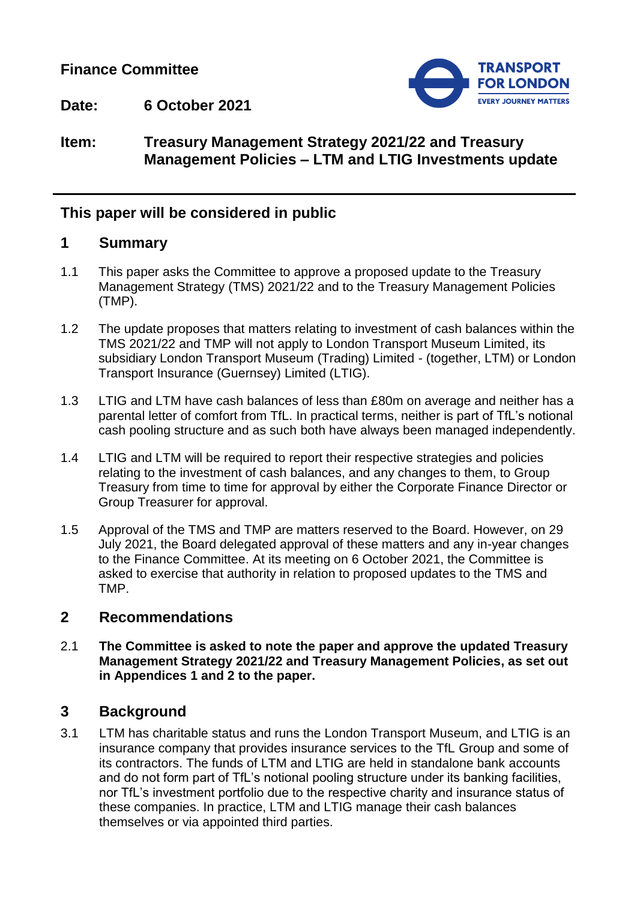**Finance Committee**

**Date:** **6 October 2021**

**Item:** **Treasury Management Strategy 2021/22 and Treasury Management Policies – LTM and LTIG Investments update**

## This paper will be considered in public

## 1 Summary

1.1 This paper asks the Committee to approve a proposed update to the Treasury Management Strategy (TMS) 2021/22 and to the Treasury Management Policies (TMP).

1.2 The update proposes that matters relating to investment of cash balances within the TMS 2021/22 and TMP will not apply to London Transport Museum Limited, its subsidiary London Transport Museum (Trading) Limited - (together, LTM) or London Transport Insurance (Guernsey) Limited (LTIG).

1.3 LTIG and LTM have cash balances of less than £80m on average and neither has a parental letter of comfort from TfL. In practical terms, neither is part of TfL's notional cash pooling structure and as such both have always been managed independently.

1.4 LTIG and LTM will be required to report their respective strategies and policies relating to the investment of cash balances, and any changes to them, to Group Treasury from time to time for approval by either the Corporate Finance Director or Group Treasurer for approval.

1.5 Approval of the TMS and TMP are matters reserved to the Board. However, on 29 July 2021, the Board delegated approval of these matters and any in-year changes to the Finance Committee. At its meeting on 6 October 2021, the Committee is asked to exercise that authority in relation to proposed updates to the TMS and TMP.

## 2 Recommendations

2.1 **The Committee is asked to note the paper and approve the updated Treasury Management Strategy 2021/22 and Treasury Management Policies, as set out in Appendices 1 and 2 to the paper.**

## 3 Background

3.1 LTM has charitable status and runs the London Transport Museum, and LTIG is an insurance company that provides insurance services to the TfL Group and some of its contractors. The funds of LTM and LTIG are held in standalone bank accounts and do not form part of TfL's notional pooling structure under its banking facilities, nor TfL's investment portfolio due to the respective charity and insurance status of these companies. In practice, LTM and LTIG manage their cash balances themselves or via appointed third parties.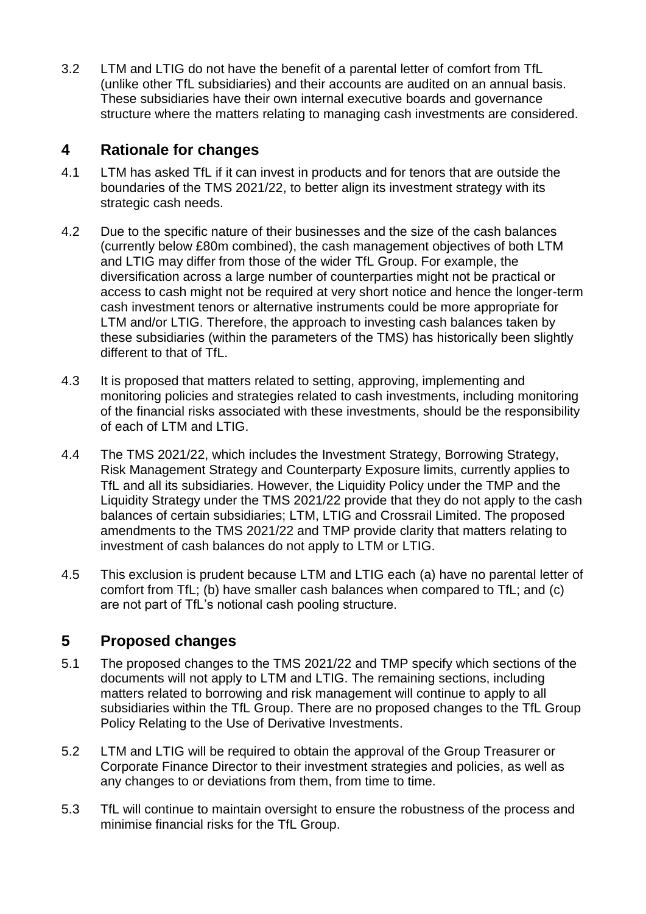3.2 LTM and LTIG do not have the benefit of a parental letter of comfort from TfL (unlike other TfL subsidiaries) and their accounts are audited on an annual basis. These subsidiaries have their own internal executive boards and governance structure where the matters relating to managing cash investments are considered.

## 4 Rationale for changes

4.1 LTM has asked TfL if it can invest in products and for tenors that are outside the boundaries of the TMS 2021/22, to better align its investment strategy with its strategic cash needs.

4.2 Due to the specific nature of their businesses and the size of the cash balances (currently below £80m combined), the cash management objectives of both LTM and LTIG may differ from those of the wider TfL Group. For example, the diversification across a large number of counterparties might not be practical or access to cash might not be required at very short notice and hence the longer-term cash investment tenors or alternative instruments could be more appropriate for LTM and/or LTIG. Therefore, the approach to investing cash balances taken by these subsidiaries (within the parameters of the TMS) has historically been slightly different to that of TfL.

4.3 It is proposed that matters related to setting, approving, implementing and monitoring policies and strategies related to cash investments, including monitoring of the financial risks associated with these investments, should be the responsibility of each of LTM and LTIG.

4.4 The TMS 2021/22, which includes the Investment Strategy, Borrowing Strategy, Risk Management Strategy and Counterparty Exposure limits, currently applies to TfL and all its subsidiaries. However, the Liquidity Policy under the TMP and the Liquidity Strategy under the TMS 2021/22 provide that they do not apply to the cash balances of certain subsidiaries; LTM, LTIG and Crossrail Limited. The proposed amendments to the TMS 2021/22 and TMP provide clarity that matters relating to investment of cash balances do not apply to LTM or LTIG.

4.5 This exclusion is prudent because LTM and LTIG each (a) have no parental letter of comfort from TfL; (b) have smaller cash balances when compared to TfL; and (c) are not part of TfL's notional cash pooling structure.

## 5 Proposed changes

5.1 The proposed changes to the TMS 2021/22 and TMP specify which sections of the documents will not apply to LTM and LTIG. The remaining sections, including matters related to borrowing and risk management will continue to apply to all subsidiaries within the TfL Group. There are no proposed changes to the TfL Group Policy Relating to the Use of Derivative Investments.

5.2 LTM and LTIG will be required to obtain the approval of the Group Treasurer or Corporate Finance Director to their investment strategies and policies, as well as any changes to or deviations from them, from time to time.

5.3 TfL will continue to maintain oversight to ensure the robustness of the process and minimise financial risks for the TfL Group.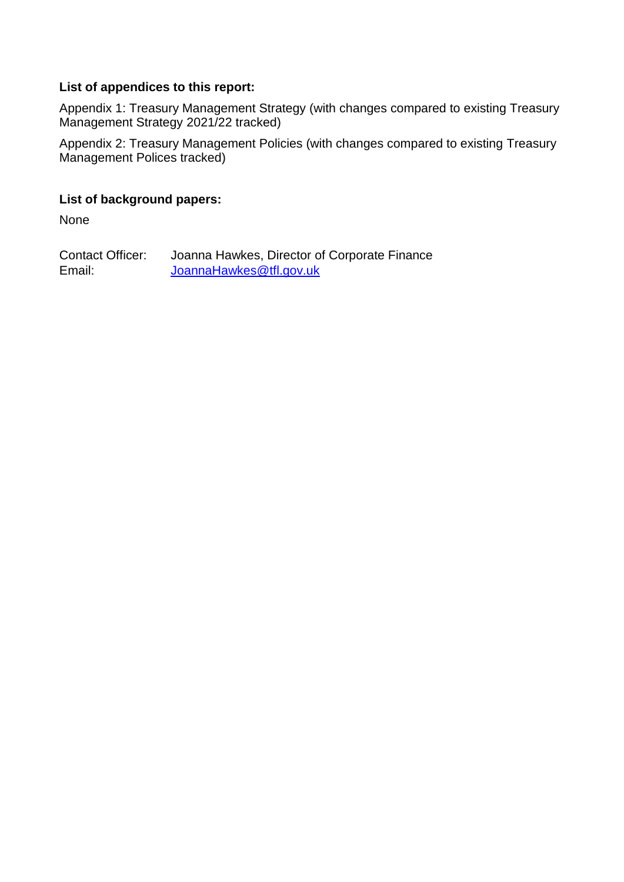**List of appendices to this report:**

Appendix 1: Treasury Management Strategy (with changes compared to existing Treasury Management Strategy 2021/22 tracked)

Appendix 2: Treasury Management Policies (with changes compared to existing Treasury Management Polices tracked)

**List of background papers:**

None

Contact Officer: Joanna Hawkes, Director of Corporate Finance
Email: JoannaHawkes@tfl.gov.uk